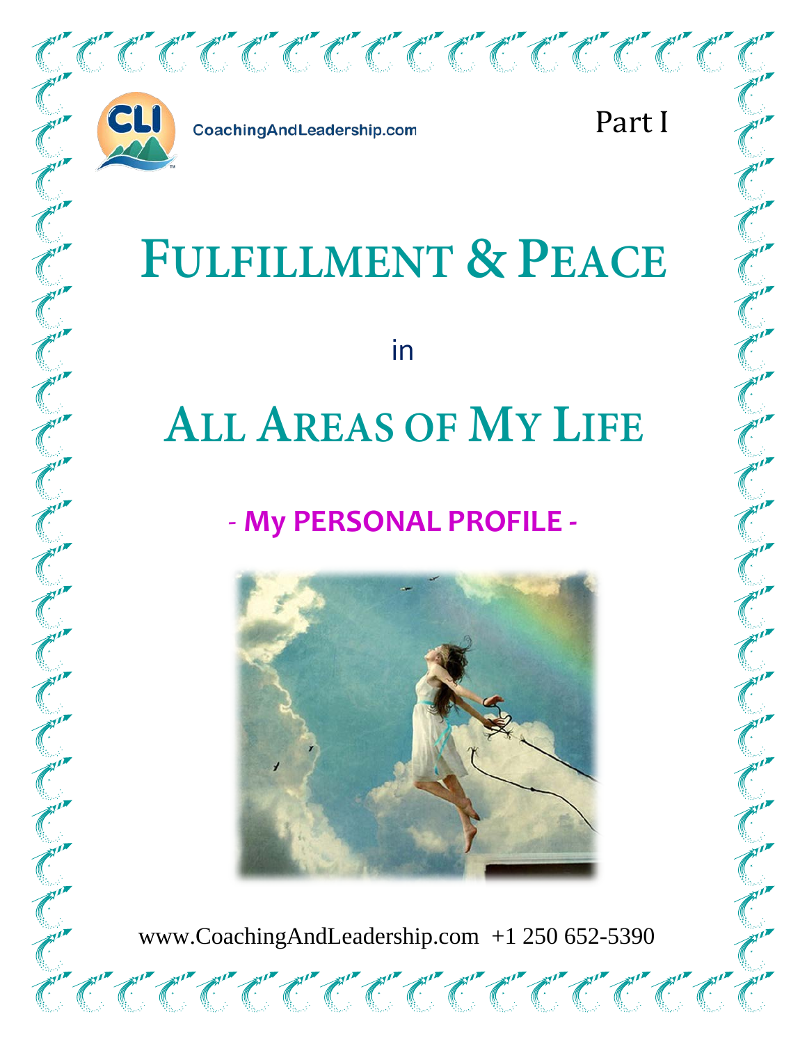CoachingAndLeadership.com

Part I

# FULFILLMENT & PEACE

in

# ALL AREAS OF MY LIFE

## - My PERSONAL PROFILE -

www.CoachingAndLeadership.com +1 250 652-5390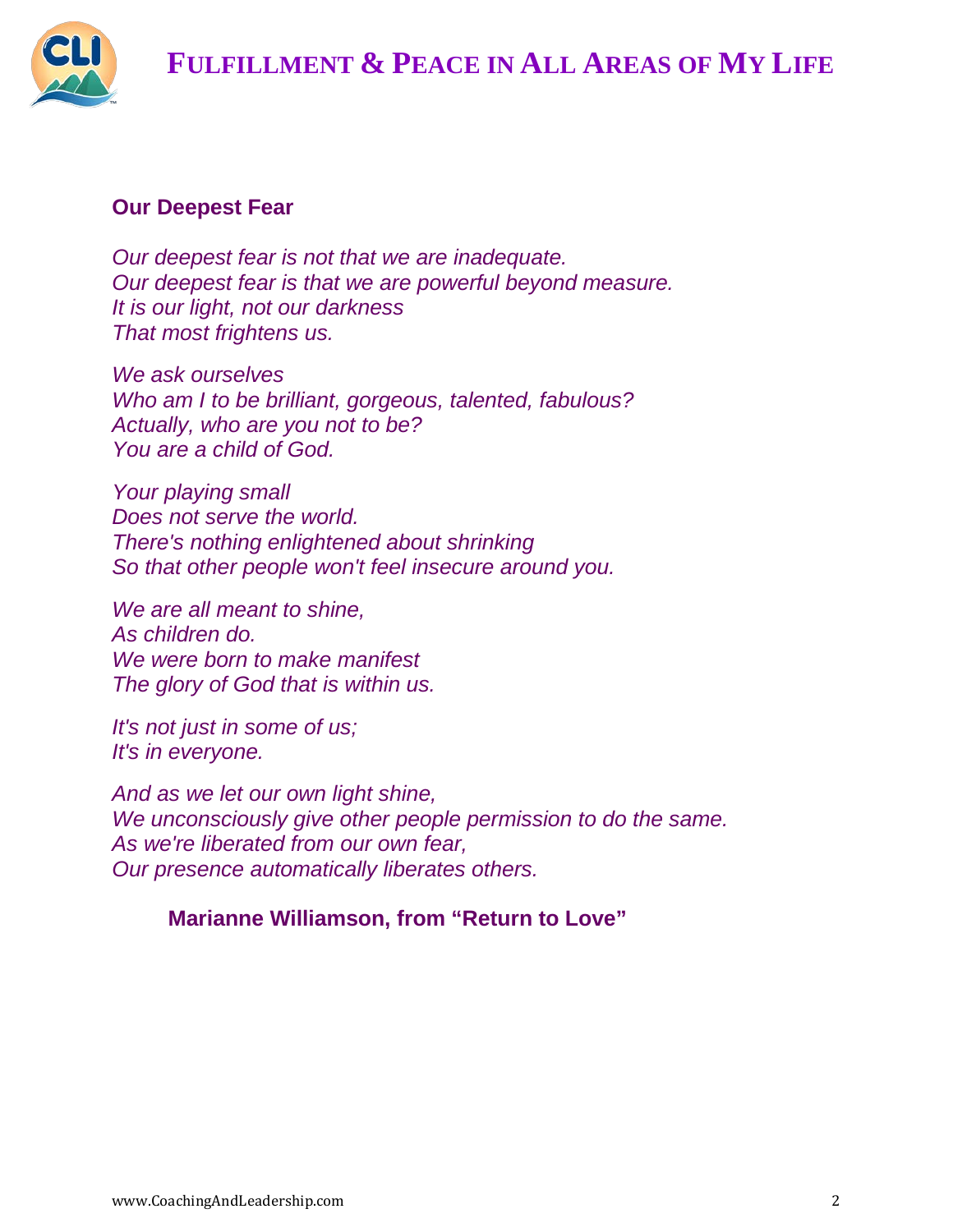# Fulfillment & Peace in All Areas of My Life

### Our Deepest Fear

*Our deepest fear is not that we are inadequate.*
*Our deepest fear is that we are powerful beyond measure.*
*It is our light, not our darkness*
*That most frightens us.*

*We ask ourselves*
*Who am I to be brilliant, gorgeous, talented, fabulous?*
*Actually, who are you not to be?*
*You are a child of God.*

*Your playing small*
*Does not serve the world.*
*There's nothing enlightened about shrinking*
*So that other people won't feel insecure around you.*

*We are all meant to shine,*
*As children do.*
*We were born to make manifest*
*The glory of God that is within us.*

*It's not just in some of us;*
*It's in everyone.*

*And as we let our own light shine,*
*We unconsciously give other people permission to do the same.*
*As we're liberated from our own fear,*
*Our presence automatically liberates others.*

**Marianne Williamson, from "Return to Love"**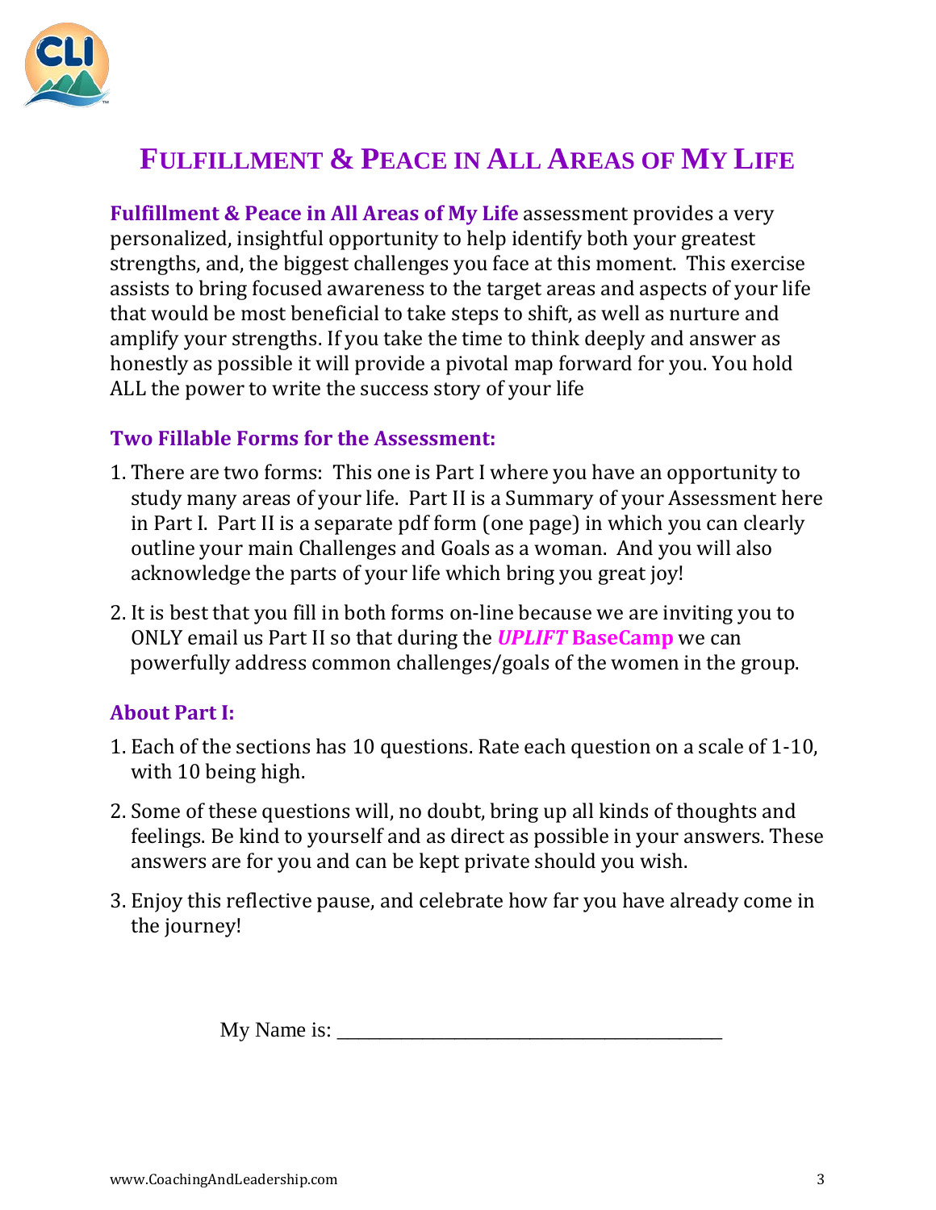# Fulfillment & Peace in All Areas of My Life

**Fulfillment & Peace in All Areas of My Life** assessment provides a very personalized, insightful opportunity to help identify both your greatest strengths, and, the biggest challenges you face at this moment. This exercise assists to bring focused awareness to the target areas and aspects of your life that would be most beneficial to take steps to shift, as well as nurture and amplify your strengths. If you take the time to think deeply and answer as honestly as possible it will provide a pivotal map forward for you. You hold ALL the power to write the success story of your life

### Two Fillable Forms for the Assessment:

1. There are two forms: This one is Part I where you have an opportunity to study many areas of your life. Part II is a Summary of your Assessment here in Part I. Part II is a separate pdf form (one page) in which you can clearly outline your main Challenges and Goals as a woman. And you will also acknowledge the parts of your life which bring you great joy!
2. It is best that you fill in both forms on-line because we are inviting you to ONLY email us Part II so that during the ***UPLIFT* BaseCamp** we can powerfully address common challenges/goals of the women in the group.

### About Part I:

1. Each of the sections has 10 questions. Rate each question on a scale of 1-10, with 10 being high.
2. Some of these questions will, no doubt, bring up all kinds of thoughts and feelings. Be kind to yourself and as direct as possible in your answers. These answers are for you and can be kept private should you wish.
3. Enjoy this reflective pause, and celebrate how far you have already come in the journey!

My Name is: ______________________________________

www.CoachingAndLeadership.com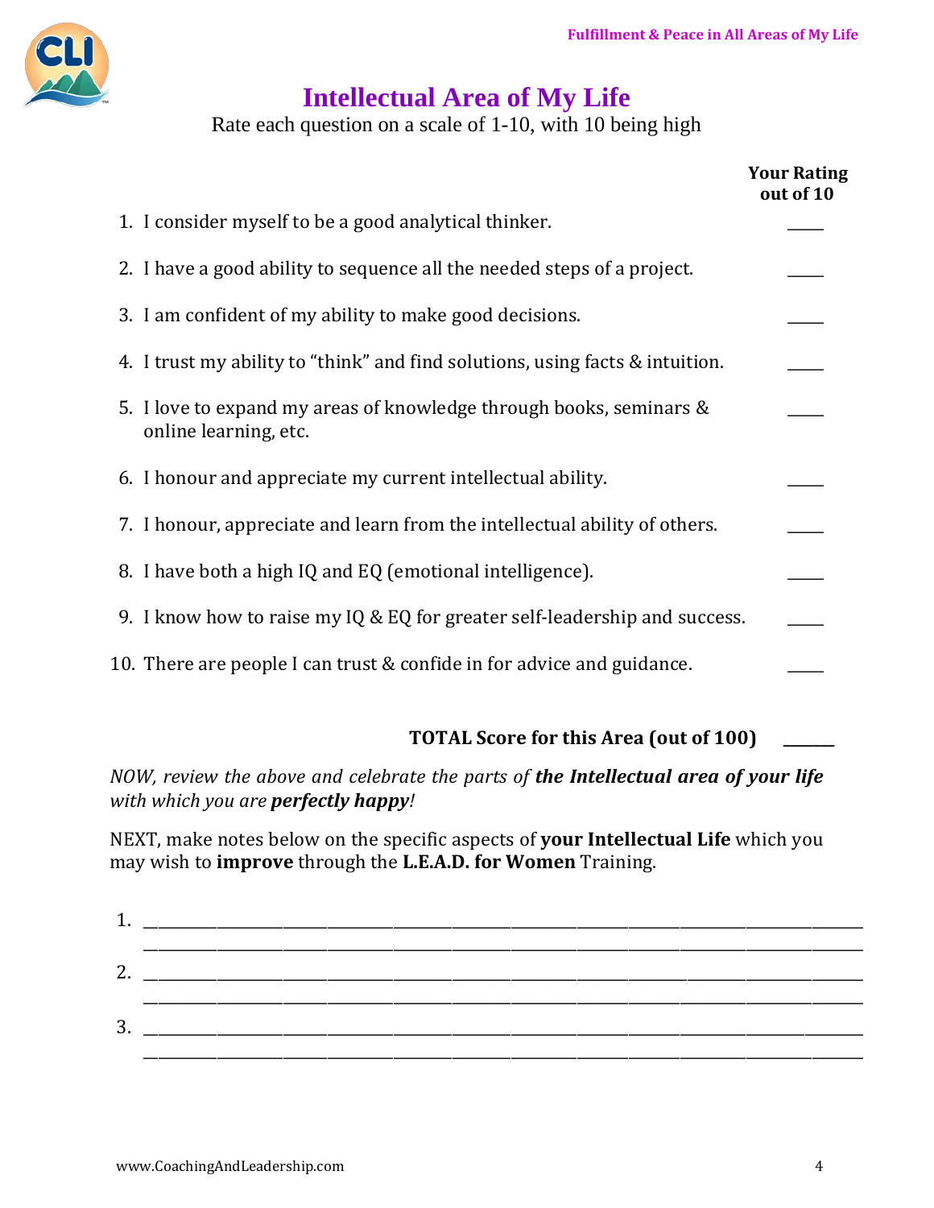# Intellectual Area of My Life

Rate each question on a scale of 1-10, with 10 being high

| | Your Rating out of 10 |
|---|---|
| 1. I consider myself to be a good analytical thinker. | ____ |
| 2. I have a good ability to sequence all the needed steps of a project. | ____ |
| 3. I am confident of my ability to make good decisions. | ____ |
| 4. I trust my ability to "think" and find solutions, using facts & intuition. | ____ |
| 5. I love to expand my areas of knowledge through books, seminars & online learning, etc. | ____ |
| 6. I honour and appreciate my current intellectual ability. | ____ |
| 7. I honour, appreciate and learn from the intellectual ability of others. | ____ |
| 8. I have both a high IQ and EQ (emotional intelligence). | ____ |
| 9. I know how to raise my IQ & EQ for greater self-leadership and success. | ____ |
| 10. There are people I can trust & confide in for advice and guidance. | ____ |

**TOTAL Score for this Area (out of 100)** ______

*NOW, review the above and celebrate the parts of* ***the Intellectual area of your life*** *with which you are* ***perfectly happy****!*

NEXT, make notes below on the specific aspects of **your Intellectual Life** which you may wish to **improve** through the **L.E.A.D. for Women** Training.

1. ______________________________________________________________________________
______________________________________________________________________________
2. ______________________________________________________________________________
______________________________________________________________________________
3. ______________________________________________________________________________
______________________________________________________________________________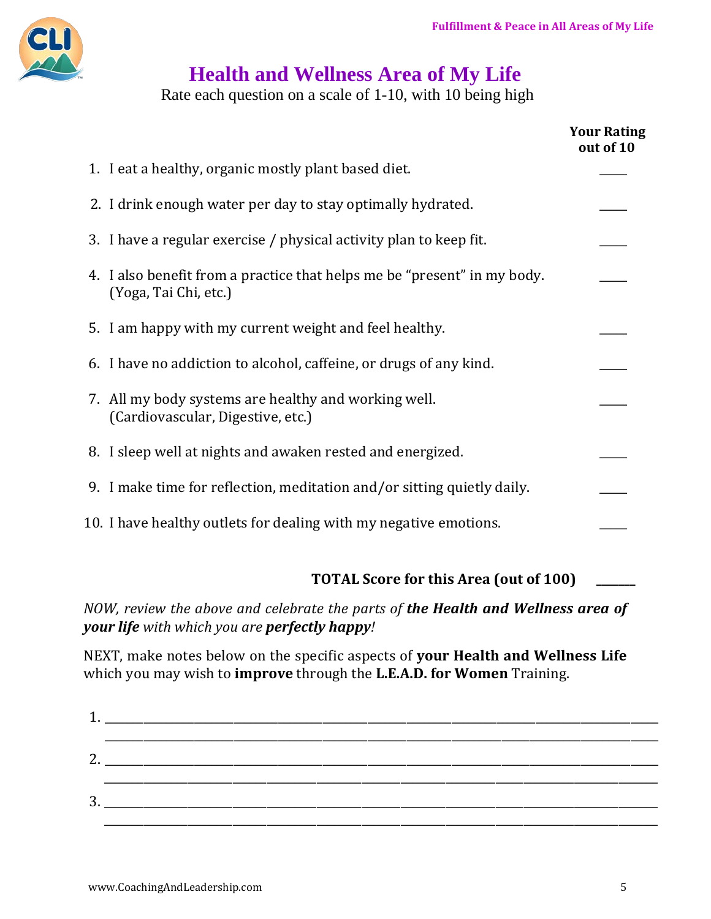# Health and Wellness Area of My Life

Rate each question on a scale of 1-10, with 10 being high

| | Your Rating out of 10 |
|---|---|
| 1. I eat a healthy, organic mostly plant based diet. | ____ |
| 2. I drink enough water per day to stay optimally hydrated. | ____ |
| 3. I have a regular exercise / physical activity plan to keep fit. | ____ |
| 4. I also benefit from a practice that helps me be "present" in my body. (Yoga, Tai Chi, etc.) | ____ |
| 5. I am happy with my current weight and feel healthy. | ____ |
| 6. I have no addiction to alcohol, caffeine, or drugs of any kind. | ____ |
| 7. All my body systems are healthy and working well. (Cardiovascular, Digestive, etc.) | ____ |
| 8. I sleep well at nights and awaken rested and energized. | ____ |
| 9. I make time for reflection, meditation and/or sitting quietly daily. | ____ |
| 10. I have healthy outlets for dealing with my negative emotions. | ____ |

**TOTAL Score for this Area (out of 100)** ______

*NOW, review the above and celebrate the parts of **the Health and Wellness area of your life** with which you are **perfectly happy**!*

NEXT, make notes below on the specific aspects of **your Health and Wellness Life** which you may wish to **improve** through the **L.E.A.D. for Women** Training.

1. ________________________________________________________________________________
   ________________________________________________________________________________
2. ________________________________________________________________________________
   ________________________________________________________________________________
3. ________________________________________________________________________________
   ________________________________________________________________________________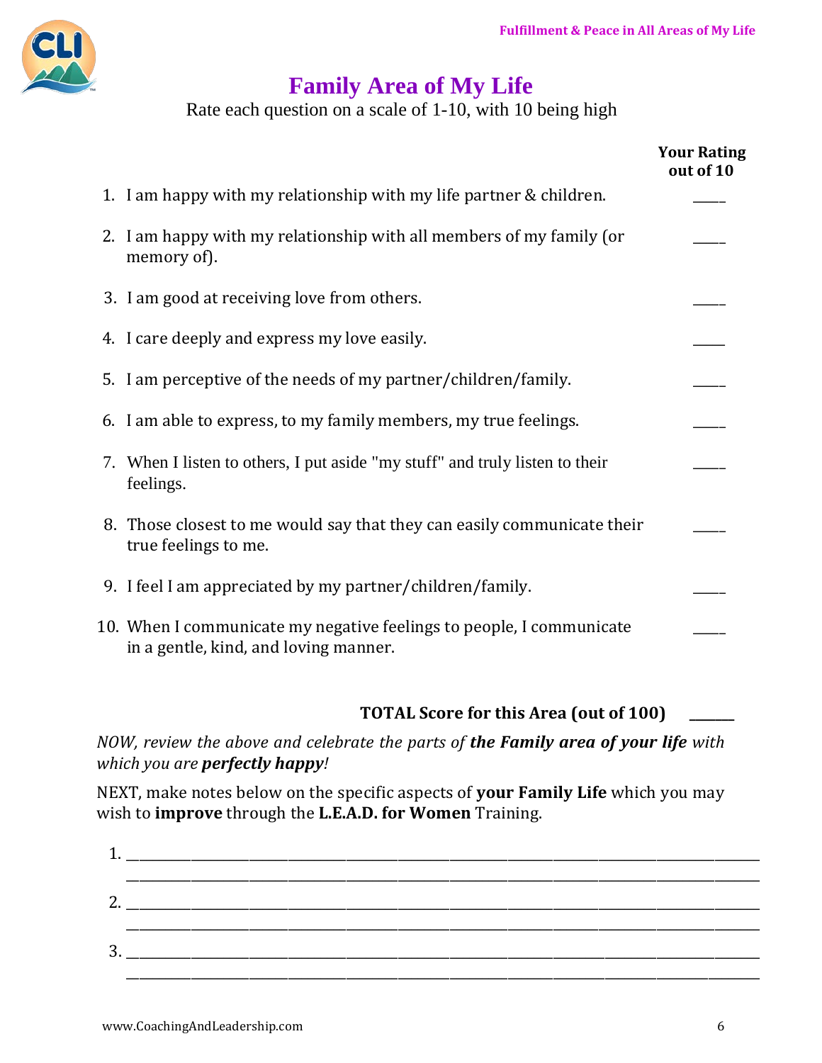# Family Area of My Life

Rate each question on a scale of 1-10, with 10 being high

| | Your Rating out of 10 |
|---|---|
| 1. I am happy with my relationship with my life partner & children. | ____ |
| 2. I am happy with my relationship with all members of my family (or memory of). | ____ |
| 3. I am good at receiving love from others. | ____ |
| 4. I care deeply and express my love easily. | ____ |
| 5. I am perceptive of the needs of my partner/children/family. | ____ |
| 6. I am able to express, to my family members, my true feelings. | ____ |
| 7. When I listen to others, I put aside "my stuff" and truly listen to their feelings. | ____ |
| 8. Those closest to me would say that they can easily communicate their true feelings to me. | ____ |
| 9. I feel I am appreciated by my partner/children/family. | ____ |
| 10. When I communicate my negative feelings to people, I communicate in a gentle, kind, and loving manner. | ____ |

**TOTAL Score for this Area (out of 100)** ______

*NOW, review the above and celebrate the parts of **the Family area of your life** with which you are **perfectly happy**!*

NEXT, make notes below on the specific aspects of **your Family Life** which you may wish to **improve** through the **L.E.A.D. for Women** Training.

1. ________________________________________________________________________________
________________________________________________________________________________
2. ________________________________________________________________________________
________________________________________________________________________________
3. ________________________________________________________________________________
________________________________________________________________________________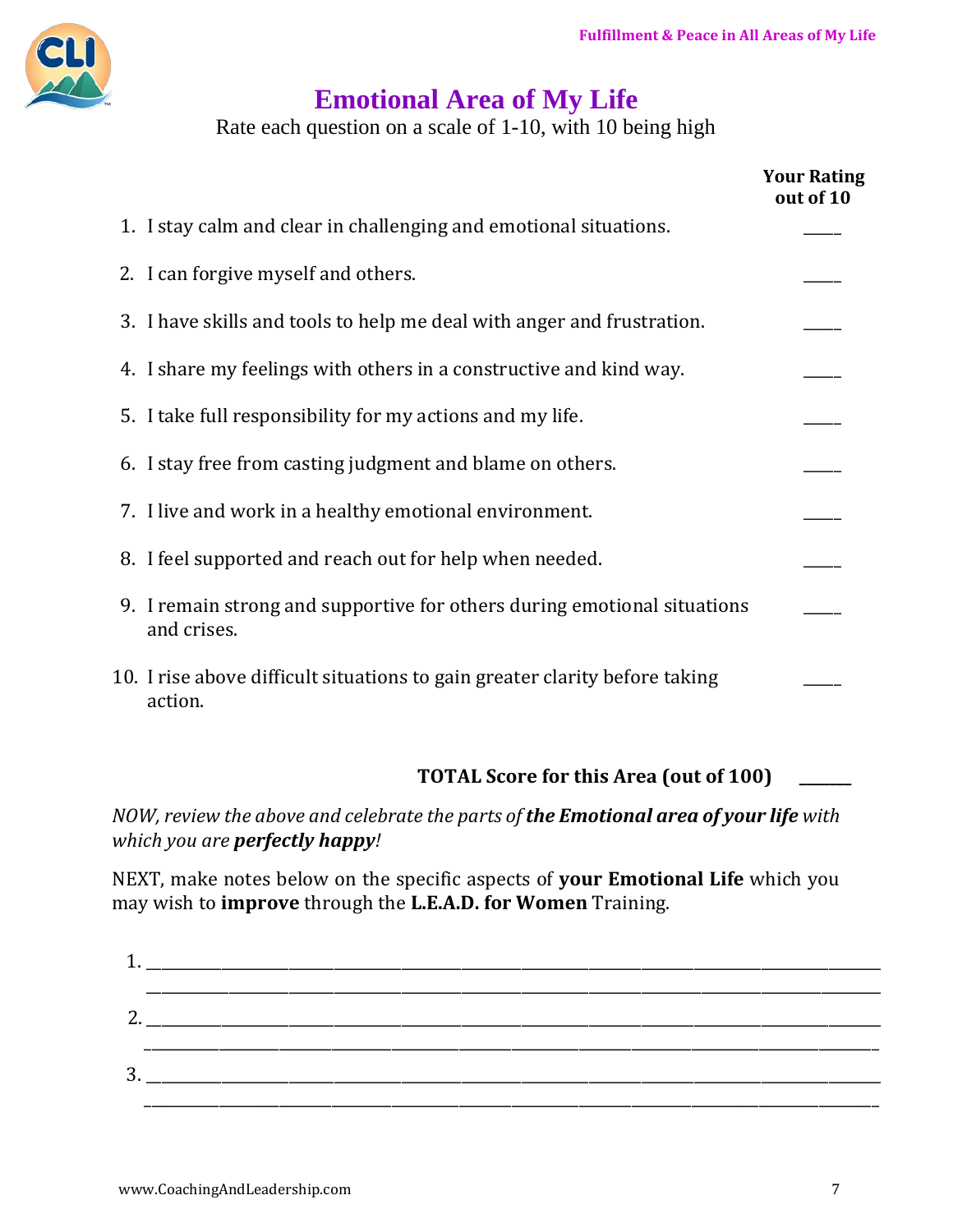# Emotional Area of My Life

Rate each question on a scale of 1-10, with 10 being high

| | Your Rating out of 10 |
|---|---|
| 1. I stay calm and clear in challenging and emotional situations. | ____ |
| 2. I can forgive myself and others. | ____ |
| 3. I have skills and tools to help me deal with anger and frustration. | ____ |
| 4. I share my feelings with others in a constructive and kind way. | ____ |
| 5. I take full responsibility for my actions and my life. | ____ |
| 6. I stay free from casting judgment and blame on others. | ____ |
| 7. I live and work in a healthy emotional environment. | ____ |
| 8. I feel supported and reach out for help when needed. | ____ |
| 9. I remain strong and supportive for others during emotional situations and crises. | ____ |
| 10. I rise above difficult situations to gain greater clarity before taking action. | ____ |

**TOTAL Score for this Area (out of 100)** ______

*NOW, review the above and celebrate the parts of* ***the Emotional area of your life*** *with which you are* ***perfectly happy****!*

NEXT, make notes below on the specific aspects of **your Emotional Life** which you may wish to **improve** through the **L.E.A.D. for Women** Training.

1. ______________________________________________________________________
______________________________________________________________________

2. ______________________________________________________________________
______________________________________________________________________

3. ______________________________________________________________________
______________________________________________________________________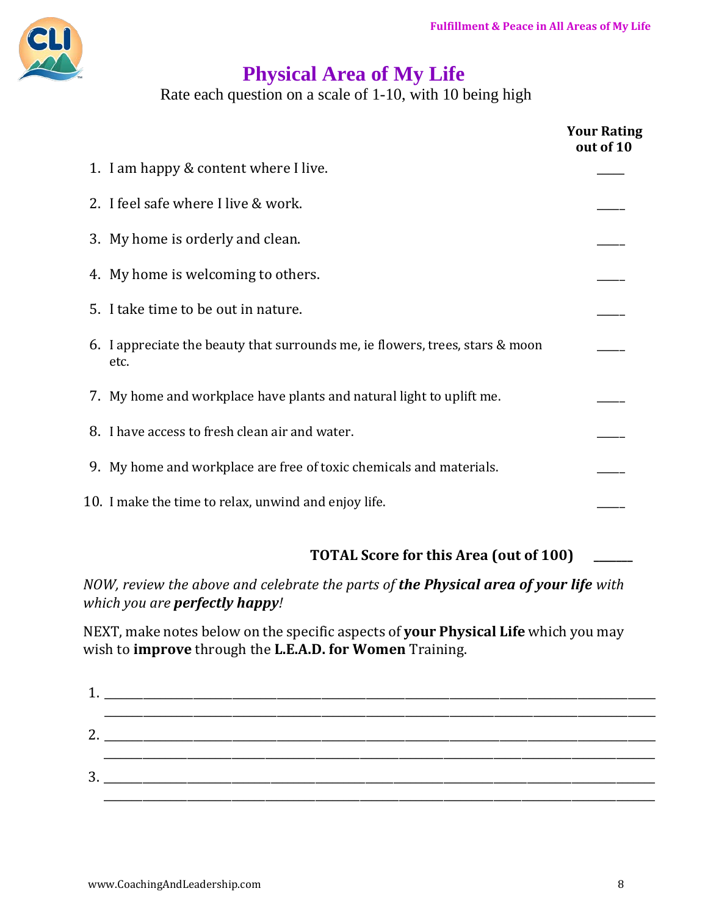# Physical Area of My Life

Rate each question on a scale of 1-10, with 10 being high

| | Your Rating out of 10 |
|---|---|
| 1. I am happy & content where I live. | _____ |
| 2. I feel safe where I live & work. | _____ |
| 3. My home is orderly and clean. | _____ |
| 4. My home is welcoming to others. | _____ |
| 5. I take time to be out in nature. | _____ |
| 6. I appreciate the beauty that surrounds me, ie flowers, trees, stars & moon etc. | _____ |
| 7. My home and workplace have plants and natural light to uplift me. | _____ |
| 8. I have access to fresh clean air and water. | _____ |
| 9. My home and workplace are free of toxic chemicals and materials. | _____ |
| 10. I make the time to relax, unwind and enjoy life. | _____ |

**TOTAL Score for this Area (out of 100)** _______

*NOW, review the above and celebrate the parts of **the Physical area of your life** with which you are **perfectly happy**!*

NEXT, make notes below on the specific aspects of **your Physical Life** which you may wish to **improve** through the **L.E.A.D. for Women** Training.

1. ________________________________________________________________________________
   ________________________________________________________________________________
2. ________________________________________________________________________________
   ________________________________________________________________________________
3. ________________________________________________________________________________
   ________________________________________________________________________________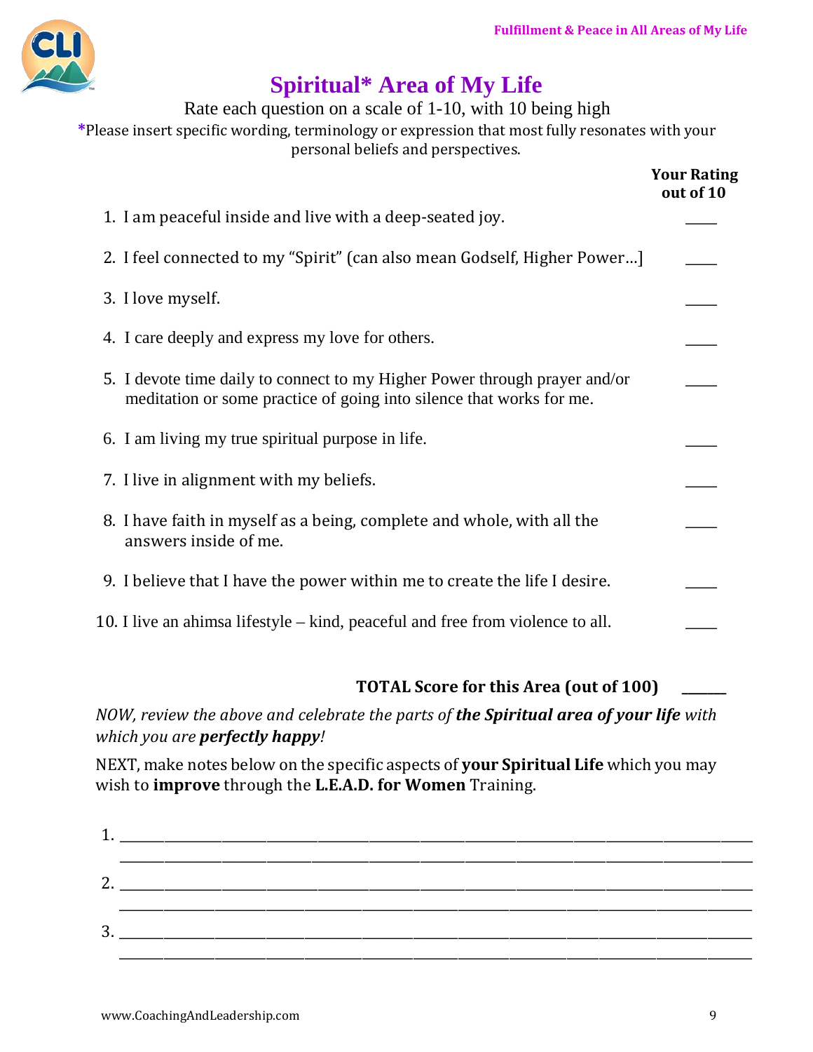# Spiritual* Area of My Life

Rate each question on a scale of 1-10, with 10 being high

*Please insert specific wording, terminology or expression that most fully resonates with your personal beliefs and perspectives.

| | Your Rating out of 10 |
|---|---|
| 1. I am peaceful inside and live with a deep-seated joy. | ____ |
| 2. I feel connected to my "Spirit" (can also mean Godself, Higher Power…] | ____ |
| 3. I love myself. | ____ |
| 4. I care deeply and express my love for others. | ____ |
| 5. I devote time daily to connect to my Higher Power through prayer and/or meditation or some practice of going into silence that works for me. | ____ |
| 6. I am living my true spiritual purpose in life. | ____ |
| 7. I live in alignment with my beliefs. | ____ |
| 8. I have faith in myself as a being, complete and whole, with all the answers inside of me. | ____ |
| 9. I believe that I have the power within me to create the life I desire. | ____ |
| 10. I live an ahimsa lifestyle – kind, peaceful and free from violence to all. | ____ |

**TOTAL Score for this Area (out of 100)** ______

*NOW, review the above and celebrate the parts of **the Spiritual area of your life** with which you are **perfectly happy**!*

NEXT, make notes below on the specific aspects of **your Spiritual Life** which you may wish to **improve** through the **L.E.A.D. for Women** Training.

1. ______________________________________________________________________
______________________________________________________________________

2. ______________________________________________________________________
______________________________________________________________________

3. ______________________________________________________________________
______________________________________________________________________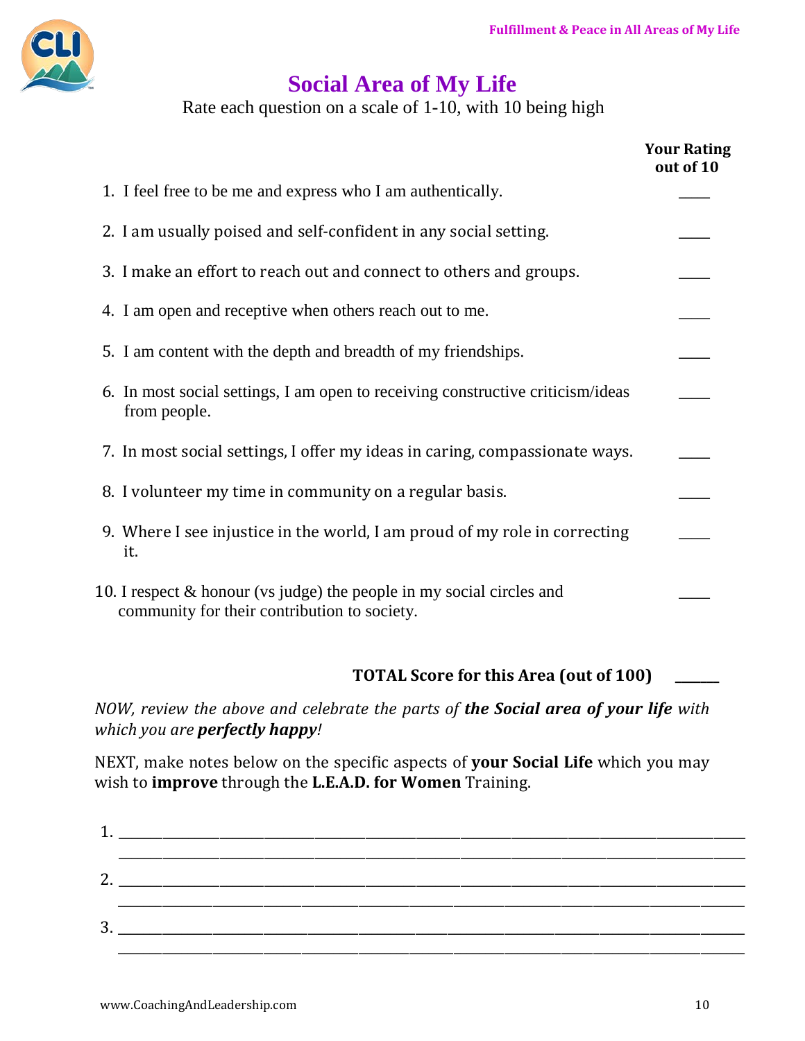# Social Area of My Life

Rate each question on a scale of 1-10, with 10 being high

| | Your Rating out of 10 |
|---|---|
| 1. I feel free to be me and express who I am authentically. | ____ |
| 2. I am usually poised and self-confident in any social setting. | ____ |
| 3. I make an effort to reach out and connect to others and groups. | ____ |
| 4. I am open and receptive when others reach out to me. | ____ |
| 5. I am content with the depth and breadth of my friendships. | ____ |
| 6. In most social settings, I am open to receiving constructive criticism/ideas from people. | ____ |
| 7. In most social settings, I offer my ideas in caring, compassionate ways. | ____ |
| 8. I volunteer my time in community on a regular basis. | ____ |
| 9. Where I see injustice in the world, I am proud of my role in correcting it. | ____ |
| 10. I respect & honour (vs judge) the people in my social circles and community for their contribution to society. | ____ |

**TOTAL Score for this Area (out of 100)** ______

*NOW, review the above and celebrate the parts of **the Social area of your life** with which you are **perfectly happy**!*

NEXT, make notes below on the specific aspects of **your Social Life** which you may wish to **improve** through the **L.E.A.D. for Women** Training.

1. ______________________________________________________________________
   ______________________________________________________________________
2. ______________________________________________________________________
   ______________________________________________________________________
3. ______________________________________________________________________
   ______________________________________________________________________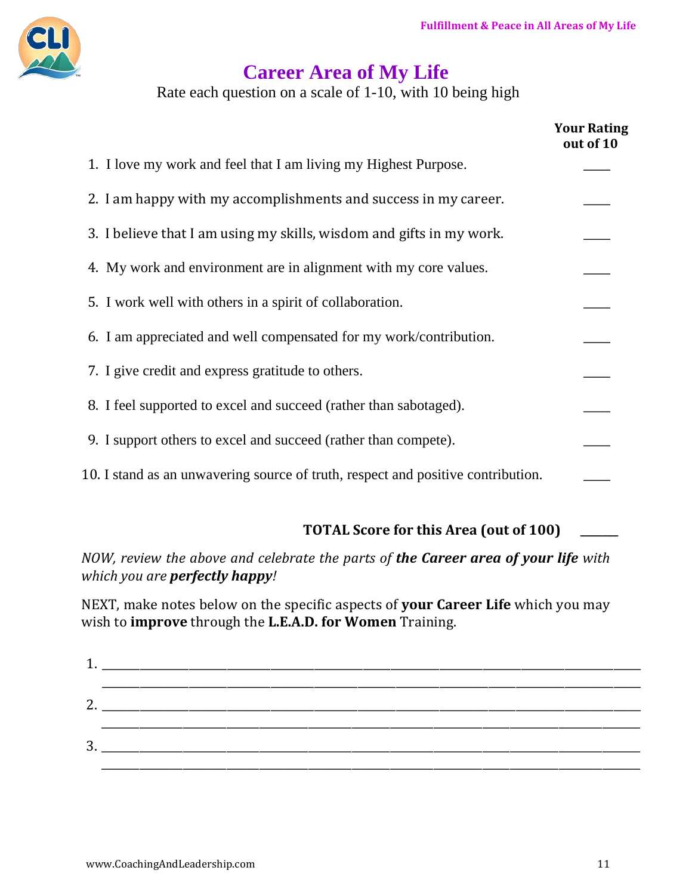# Career Area of My Life

Rate each question on a scale of 1-10, with 10 being high

| | Your Rating out of 10 |
|---|---|
| 1. I love my work and feel that I am living my Highest Purpose. | ____ |
| 2. I am happy with my accomplishments and success in my career. | ____ |
| 3. I believe that I am using my skills, wisdom and gifts in my work. | ____ |
| 4. My work and environment are in alignment with my core values. | ____ |
| 5. I work well with others in a spirit of collaboration. | ____ |
| 6. I am appreciated and well compensated for my work/contribution. | ____ |
| 7. I give credit and express gratitude to others. | ____ |
| 8. I feel supported to excel and succeed (rather than sabotaged). | ____ |
| 9. I support others to excel and succeed (rather than compete). | ____ |
| 10. I stand as an unwavering source of truth, respect and positive contribution. | ____ |

**TOTAL Score for this Area (out of 100)** ______

*NOW, review the above and celebrate the parts of **the Career area of your life** with which you are **perfectly happy**!*

NEXT, make notes below on the specific aspects of **your Career Life** which you may wish to **improve** through the **L.E.A.D. for Women** Training.

1. ______________________________________________________________________________
   ______________________________________________________________________________
2. ______________________________________________________________________________
   ______________________________________________________________________________
3. ______________________________________________________________________________
   ______________________________________________________________________________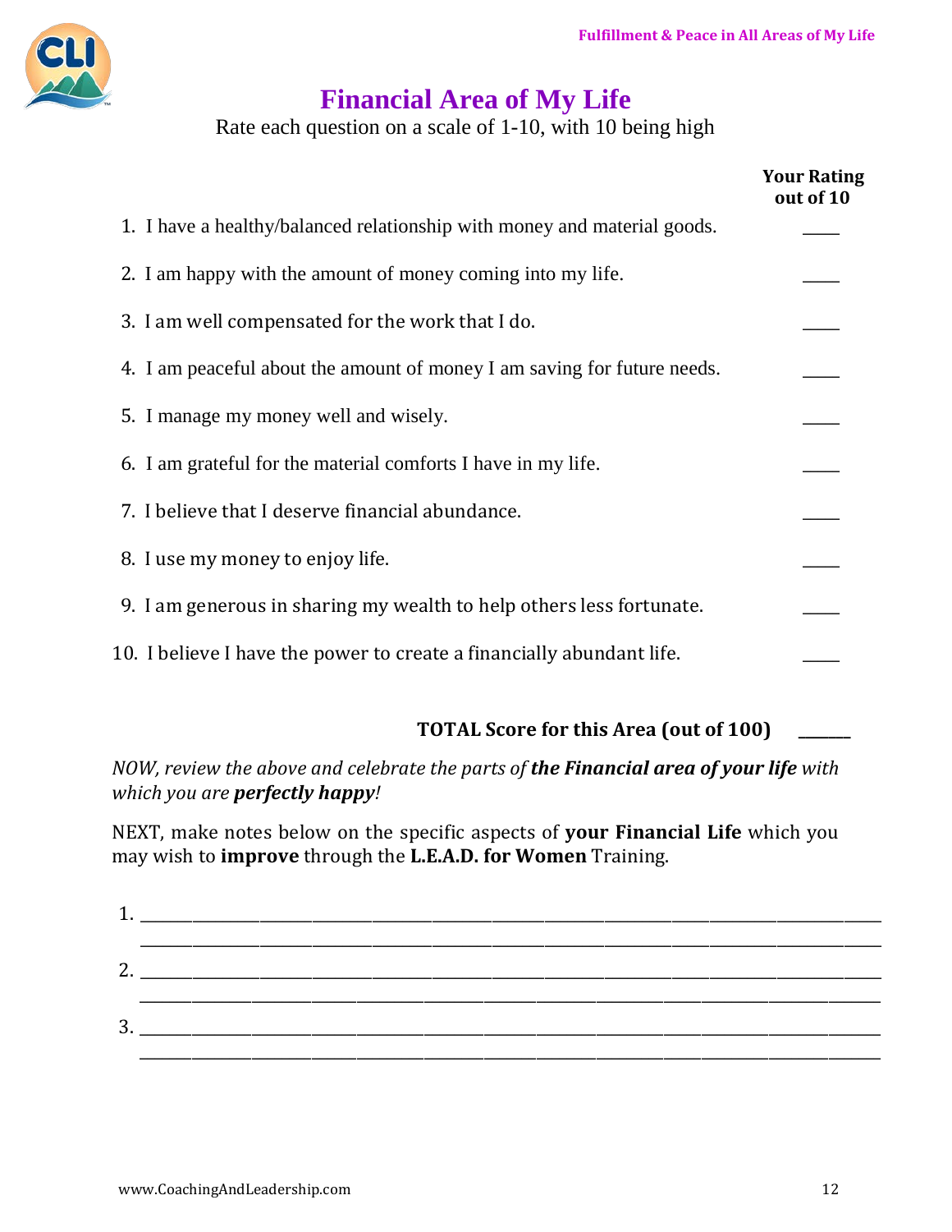# Financial Area of My Life

Rate each question on a scale of 1-10, with 10 being high

| | Your Rating out of 10 |
|---|---|
| 1. I have a healthy/balanced relationship with money and material goods. | ____ |
| 2. I am happy with the amount of money coming into my life. | ____ |
| 3. I am well compensated for the work that I do. | ____ |
| 4. I am peaceful about the amount of money I am saving for future needs. | ____ |
| 5. I manage my money well and wisely. | ____ |
| 6. I am grateful for the material comforts I have in my life. | ____ |
| 7. I believe that I deserve financial abundance. | ____ |
| 8. I use my money to enjoy life. | ____ |
| 9. I am generous in sharing my wealth to help others less fortunate. | ____ |
| 10. I believe I have the power to create a financially abundant life. | ____ |

**TOTAL Score for this Area (out of 100)** ______

*NOW, review the above and celebrate the parts of* ***the Financial area of your life*** *with which you are* ***perfectly happy****!*

NEXT, make notes below on the specific aspects of **your Financial Life** which you may wish to **improve** through the **L.E.A.D. for Women** Training.

1. ______________________________________________________________________________
   ______________________________________________________________________________
2. ______________________________________________________________________________
   ______________________________________________________________________________
3. ______________________________________________________________________________
   ______________________________________________________________________________

www.CoachingAndLeadership.com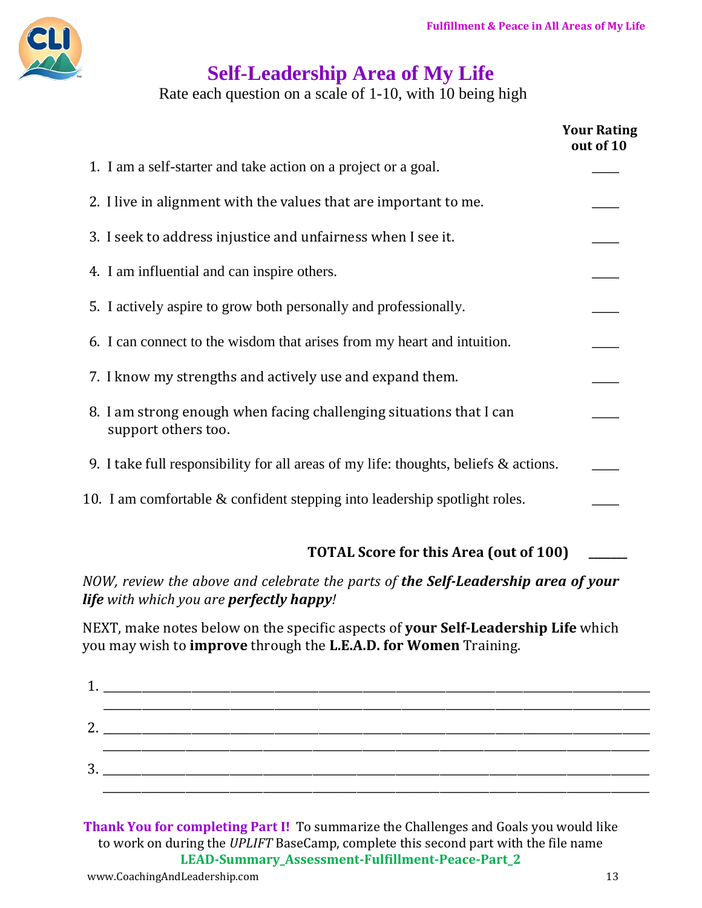# Self-Leadership Area of My Life

Rate each question on a scale of 1-10, with 10 being high

| | Your Rating out of 10 |
|---|---|
| 1. I am a self-starter and take action on a project or a goal. | ____ |
| 2. I live in alignment with the values that are important to me. | ____ |
| 3. I seek to address injustice and unfairness when I see it. | ____ |
| 4. I am influential and can inspire others. | ____ |
| 5. I actively aspire to grow both personally and professionally. | ____ |
| 6. I can connect to the wisdom that arises from my heart and intuition. | ____ |
| 7. I know my strengths and actively use and expand them. | ____ |
| 8. I am strong enough when facing challenging situations that I can support others too. | ____ |
| 9. I take full responsibility for all areas of my life: thoughts, beliefs & actions. | ____ |
| 10. I am comfortable & confident stepping into leadership spotlight roles. | ____ |

**TOTAL Score for this Area (out of 100)** ______

*NOW, review the above and celebrate the parts of **the Self-Leadership area of your life** with which you are **perfectly happy**!*

NEXT, make notes below on the specific aspects of **your Self-Leadership Life** which you may wish to **improve** through the **L.E.A.D. for Women** Training.

1. ______________________________________________________________________________
______________________________________________________________________________
2. ______________________________________________________________________________
______________________________________________________________________________
3. ______________________________________________________________________________
______________________________________________________________________________

**Thank You for completing Part I!** To summarize the Challenges and Goals you would like to work on during the *UPLIFT* BaseCamp, complete this second part with the file name **LEAD-Summary_Assessment-Fulfillment-Peace-Part_2**

www.CoachingAndLeadership.com